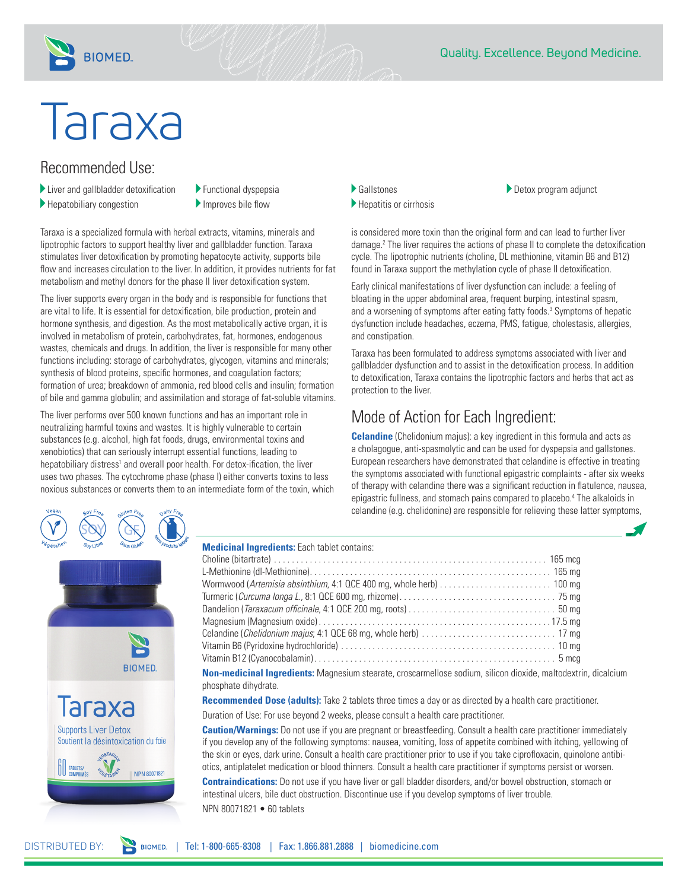# Taraxa

## Recommended Use:

- Liver and gallbladder detoxification
- Hepatobiliary congestion
- Functional dyspepsia
- Improves bile flow
- Gallstones
- Hepatitis or cirrhosis
- Detox program adjunct

Taraxa is a specialized formula with herbal extracts, vitamins, minerals and lipotrophic factors to support healthy liver and gallbladder function. Taraxa stimulates liver detoxification by promoting hepatocyte activity, supports bile flow and increases circulation to the liver. In addition, it provides nutrients for fat metabolism and methyl donors for the phase II liver detoxification system.

The liver supports every organ in the body and is responsible for functions that are vital to life. It is essential for detoxification, bile production, protein and hormone synthesis, and digestion. As the most metabolically active organ, it is involved in metabolism of protein, carbohydrates, fat, hormones, endogenous wastes, chemicals and drugs. In addition, the liver is responsible for many other functions including: storage of carbohydrates, glycogen, vitamins and minerals; synthesis of blood proteins, specific hormones, and coagulation factors; formation of urea; breakdown of ammonia, red blood cells and insulin; formation of bile and gamma globulin; and assimilation and storage of fat-soluble vitamins.

The liver performs over 500 known functions and has an important role in neutralizing harmful toxins and wastes. It is highly vulnerable to certain substances (e.g. alcohol, high fat foods, drugs, environmental toxins and xenobiotics) that can seriously interrupt essential functions, leading to hepatobiliary distress[1] and overall poor health. For detox-ification, the liver uses two phases. The cytochrome phase (phase I) either converts toxins to less noxious substances or converts them to an intermediate form of the toxin, which is considered more toxin than the original form and can lead to further liver damage.[2] The liver requires the actions of phase II to complete the detoxification cycle. The lipotrophic nutrients (choline, DL methionine, vitamin B6 and B12) found in Taraxa support the methylation cycle of phase II detoxification.

Early clinical manifestations of liver dysfunction can include: a feeling of bloating in the upper abdominal area, frequent burping, intestinal spasm, and a worsening of symptoms after eating fatty foods.[3] Symptoms of hepatic dysfunction include headaches, eczema, PMS, fatigue, cholestasis, allergies, and constipation.

Taraxa has been formulated to address symptoms associated with liver and gallbladder dysfunction and to assist in the detoxification process. In addition to detoxification, Taraxa contains the lipotrophic factors and herbs that act as protection to the liver.

## Mode of Action for Each Ingredient:

**Celandine** (Chelidonium majus): a key ingredient in this formula and acts as a cholagogue, anti-spasmolytic and can be used for dyspepsia and gallstones. European researchers have demonstrated that celandine is effective in treating the symptoms associated with functional epigastric complaints - after six weeks of therapy with celandine there was a significant reduction in flatulence, nausea, epigastric fullness, and stomach pains compared to placebo.[4] The alkaloids in celandine (e.g. chelidonine) are responsible for relieving these latter symptoms,

Vegan / Végétalien · Soy Free / Soy Libre · Gluten Free / Sans Gluten · Dairy Free / Sans produits laitiers

**Medicinal Ingredients:** Each tablet contains:

| Ingredient | Amount |
|---|---|
| Choline (bitartrate) | 165 mcg |
| L-Methionine (dl-Methionine) | 165 mg |
| Wormwood (*Artemisia absinthium*, 4:1 QCE 400 mg, whole herb) | 100 mg |
| Turmeric (*Curcuma longa L.*, 8:1 QCE 600 mg, rhizome) | 75 mg |
| Dandelion (*Taraxacum officinale*, 4:1 QCE 200 mg, roots) | 50 mg |
| Magnesium (Magnesium oxide) | 17.5 mg |
| Celandine (*Chelidonium majus*; 4:1 QCE 68 mg, whole herb) | 17 mg |
| Vitamin B6 (Pyridoxine hydrochloride) | 10 mg |
| Vitamin B12 (Cyanocobalamin) | 5 mcg |

**Non-medicinal Ingredients:** Magnesium stearate, croscarmellose sodium, silicon dioxide, maltodextrin, dicalcium phosphate dihydrate.

**Recommended Dose (adults):** Take 2 tablets three times a day or as directed by a health care practitioner.

Duration of Use: For use beyond 2 weeks, please consult a health care practitioner.

**Caution/Warnings:** Do not use if you are pregnant or breastfeeding. Consult a health care practitioner immediately if you develop any of the following symptoms: nausea, vomiting, loss of appetite combined with itching, yellowing of the skin or eyes, dark urine. Consult a health care practitioner prior to use if you take ciprofloxacin, quinolone antibiotics, antiplatelet medication or blood thinners. Consult a health care practitioner if symptoms persist or worsen.

**Contraindications:** Do not use if you have liver or gall bladder disorders, and/or bowel obstruction, stomach or intestinal ulcers, bile duct obstruction. Discontinue use if you develop symptoms of liver trouble.

NPN 80071821 • 60 tablets

DISTRIBUTED BY: BIOMED. | Tel: 1-800-665-8308 | Fax: 1.866.881.2888 | biomedicine.com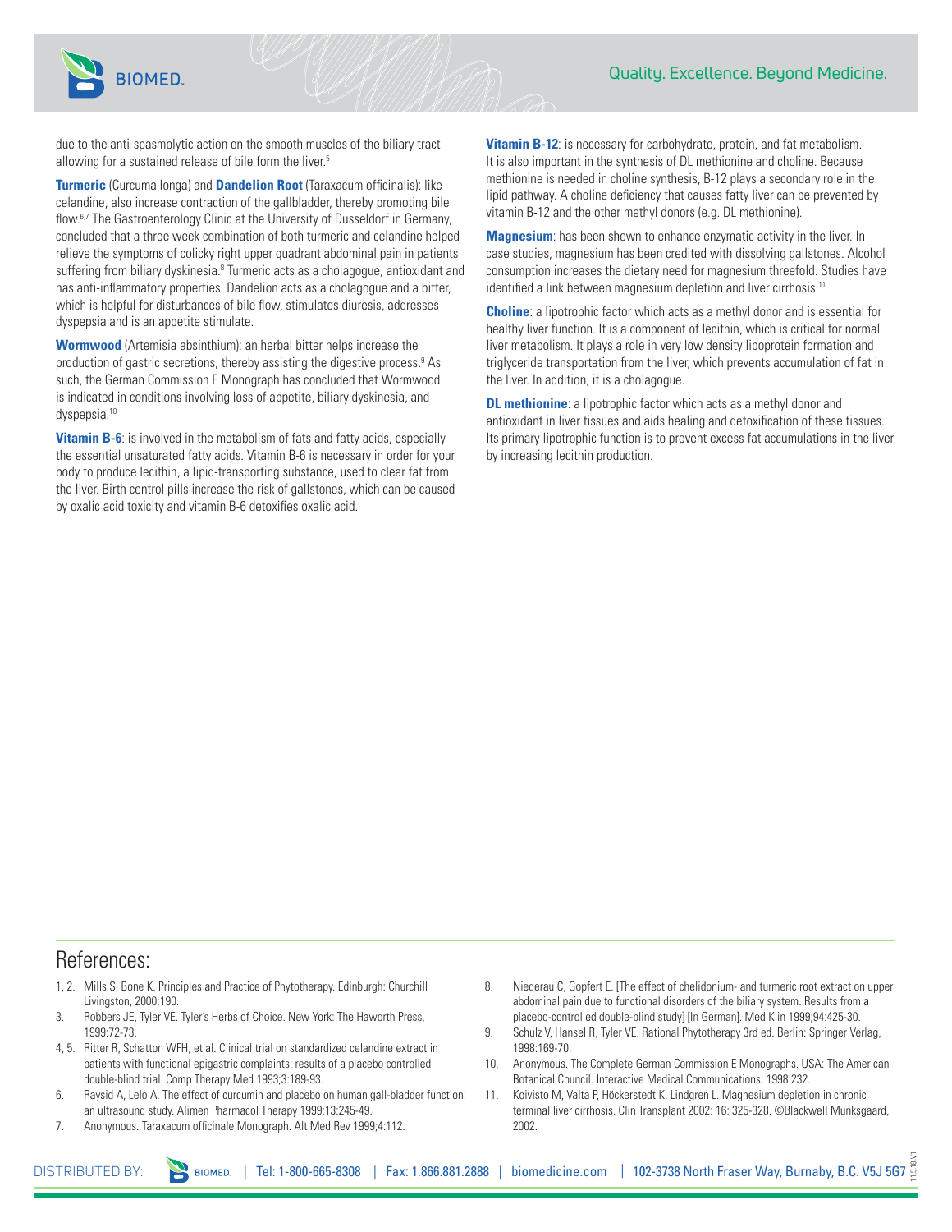due to the anti-spasmolytic action on the smooth muscles of the biliary tract allowing for a sustained release of bile form the liver.[5]

**Turmeric** (Curcuma longa) and **Dandelion Root** (Taraxacum officinalis): like celandine, also increase contraction of the gallbladder, thereby promoting bile flow.[6,7] The Gastroenterology Clinic at the University of Dusseldorf in Germany, concluded that a three week combination of both turmeric and celandine helped relieve the symptoms of colicky right upper quadrant abdominal pain in patients suffering from biliary dyskinesia.[8] Turmeric acts as a cholagogue, antioxidant and has anti-inflammatory properties. Dandelion acts as a cholagogue and a bitter, which is helpful for disturbances of bile flow, stimulates diuresis, addresses dyspepsia and is an appetite stimulate.

**Wormwood** (Artemisia absinthium): an herbal bitter helps increase the production of gastric secretions, thereby assisting the digestive process.[9] As such, the German Commission E Monograph has concluded that Wormwood is indicated in conditions involving loss of appetite, biliary dyskinesia, and dyspepsia.[10]

**Vitamin B-6**: is involved in the metabolism of fats and fatty acids, especially the essential unsaturated fatty acids. Vitamin B-6 is necessary in order for your body to produce lecithin, a lipid-transporting substance, used to clear fat from the liver. Birth control pills increase the risk of gallstones, which can be caused by oxalic acid toxicity and vitamin B-6 detoxifies oxalic acid.

**Vitamin B-12**: is necessary for carbohydrate, protein, and fat metabolism. It is also important in the synthesis of DL methionine and choline. Because methionine is needed in choline synthesis, B-12 plays a secondary role in the lipid pathway. A choline deficiency that causes fatty liver can be prevented by vitamin B-12 and the other methyl donors (e.g. DL methionine).

**Magnesium**: has been shown to enhance enzymatic activity in the liver. In case studies, magnesium has been credited with dissolving gallstones. Alcohol consumption increases the dietary need for magnesium threefold. Studies have identified a link between magnesium depletion and liver cirrhosis.[11]

**Choline**: a lipotrophic factor which acts as a methyl donor and is essential for healthy liver function. It is a component of lecithin, which is critical for normal liver metabolism. It plays a role in very low density lipoprotein formation and triglyceride transportation from the liver, which prevents accumulation of fat in the liver. In addition, it is a cholagogue.

**DL methionine**: a lipotrophic factor which acts as a methyl donor and antioxidant in liver tissues and aids healing and detoxification of these tissues. Its primary lipotrophic function is to prevent excess fat accumulations in the liver by increasing lecithin production.

## References:

1, 2. Mills S, Bone K. Principles and Practice of Phytotherapy. Edinburgh: Churchill Livingston, 2000:190.

3. Robbers JE, Tyler VE. Tyler's Herbs of Choice. New York: The Haworth Press, 1999:72-73.

4, 5. Ritter R, Schatton WFH, et al. Clinical trial on standardized celandine extract in patients with functional epigastric complaints: results of a placebo controlled double-blind trial. Comp Therapy Med 1993;3:189-93.

6. Raysid A, Lelo A. The effect of curcumin and placebo on human gall-bladder function: an ultrasound study. Alimen Pharmacol Therapy 1999;13:245-49.

7. Anonymous. Taraxacum officinale Monograph. Alt Med Rev 1999;4:112.

8. Niederau C, Gopfert E. [The effect of chelidonium- and turmeric root extract on upper abdominal pain due to functional disorders of the biliary system. Results from a placebo-controlled double-blind study] [In German]. Med Klin 1999;94:425-30.

9. Schulz V, Hansel R, Tyler VE. Rational Phytotherapy 3rd ed. Berlin: Springer Verlag, 1998:169-70.

10. Anonymous. The Complete German Commission E Monographs. USA: The American Botanical Council. Interactive Medical Communications, 1998:232.

11. Koivisto M, Valta P, Höckerstedt K, Lindgren L. Magnesium depletion in chronic terminal liver cirrhosis. Clin Transplant 2002: 16: 325-328. ©Blackwell Munksgaard, 2002.

DISTRIBUTED BY: BIOMED. | Tel: 1-800-665-8308 | Fax: 1.866.881.2888 | biomedicine.com | 102-3738 North Fraser Way, Burnaby, B.C. V5J 5G7